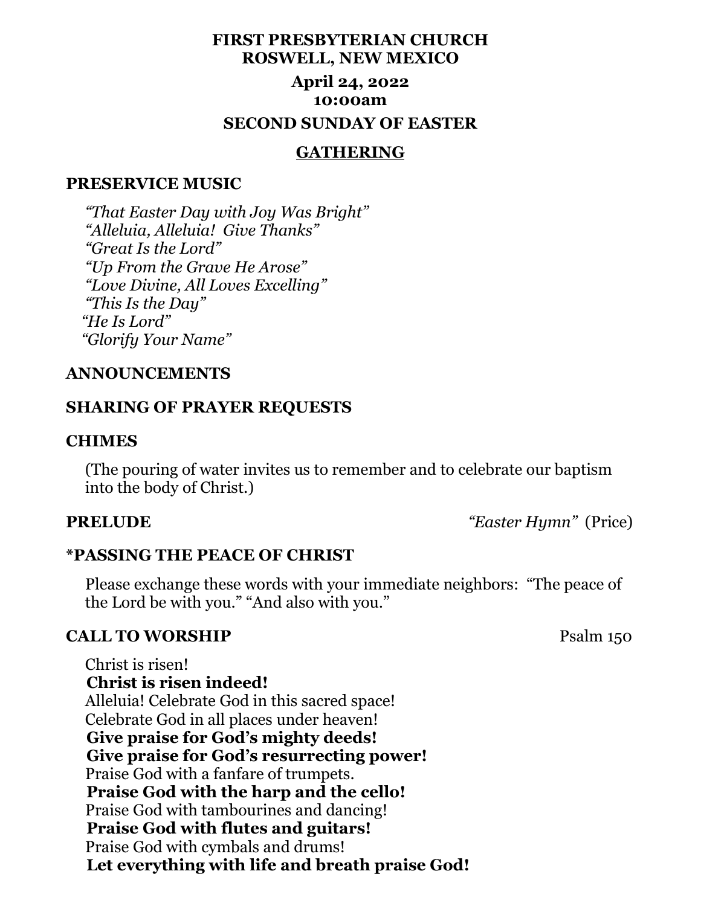# FIRST PRESBYTERIAN CHURCH
# ROSWELL, NEW MEXICO

## April 24, 2022
## 10:00am

## SECOND SUNDAY OF EASTER

## GATHERING

### PRESERVICE MUSIC

*"That Easter Day with Joy Was Bright"*
*"Alleluia, Alleluia! Give Thanks"*
*"Great Is the Lord"*
*"Up From the Grave He Arose"*
*"Love Divine, All Loves Excelling"*
*"This Is the Day"*
*"He Is Lord"*
*"Glorify Your Name"*

### ANNOUNCEMENTS

### SHARING OF PRAYER REQUESTS

### CHIMES

(The pouring of water invites us to remember and to celebrate our baptism into the body of Christ.)

### PRELUDE — *"Easter Hymn"* (Price)

### *PASSING THE PEACE OF CHRIST

Please exchange these words with your immediate neighbors: "The peace of the Lord be with you." "And also with you."

### CALL TO WORSHIP — Psalm 150

Christ is risen!
**Christ is risen indeed!**
Alleluia! Celebrate God in this sacred space!
Celebrate God in all places under heaven!
**Give praise for God's mighty deeds!**
**Give praise for God's resurrecting power!**
Praise God with a fanfare of trumpets.
**Praise God with the harp and the cello!**
Praise God with tambourines and dancing!
**Praise God with flutes and guitars!**
Praise God with cymbals and drums!
**Let everything with life and breath praise God!**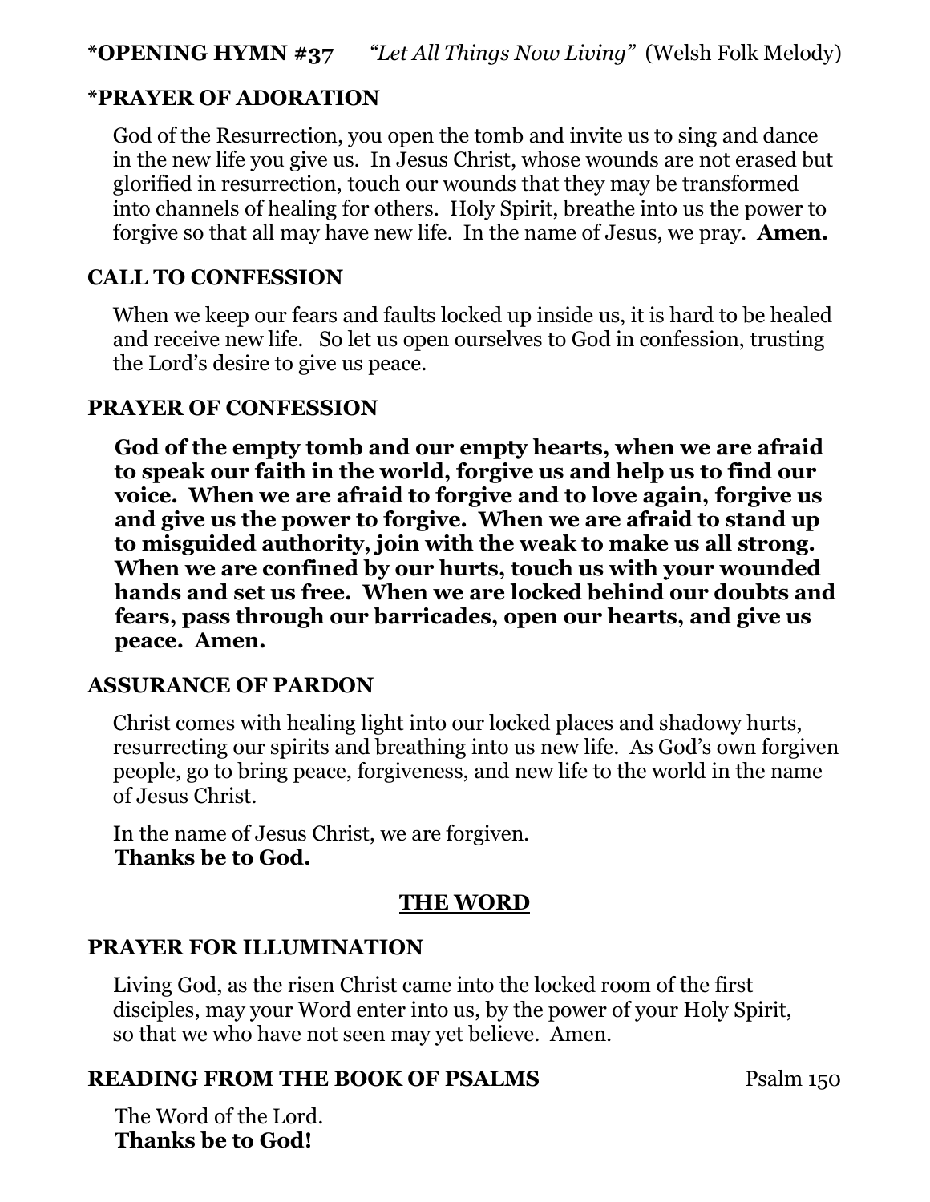**\*OPENING HYMN #37** *"Let All Things Now Living"* (Welsh Folk Melody)

**\*PRAYER OF ADORATION**

God of the Resurrection, you open the tomb and invite us to sing and dance in the new life you give us. In Jesus Christ, whose wounds are not erased but glorified in resurrection, touch our wounds that they may be transformed into channels of healing for others. Holy Spirit, breathe into us the power to forgive so that all may have new life. In the name of Jesus, we pray. **Amen.**

**CALL TO CONFESSION**

When we keep our fears and faults locked up inside us, it is hard to be healed and receive new life. So let us open ourselves to God in confession, trusting the Lord's desire to give us peace.

**PRAYER OF CONFESSION**

**God of the empty tomb and our empty hearts, when we are afraid to speak our faith in the world, forgive us and help us to find our voice. When we are afraid to forgive and to love again, forgive us and give us the power to forgive. When we are afraid to stand up to misguided authority, join with the weak to make us all strong. When we are confined by our hurts, touch us with your wounded hands and set us free. When we are locked behind our doubts and fears, pass through our barricades, open our hearts, and give us peace. Amen.**

**ASSURANCE OF PARDON**

Christ comes with healing light into our locked places and shadowy hurts, resurrecting our spirits and breathing into us new life. As God's own forgiven people, go to bring peace, forgiveness, and new life to the world in the name of Jesus Christ.

In the name of Jesus Christ, we are forgiven.
**Thanks be to God.**

## THE WORD

**PRAYER FOR ILLUMINATION**

Living God, as the risen Christ came into the locked room of the first disciples, may your Word enter into us, by the power of your Holy Spirit, so that we who have not seen may yet believe. Amen.

**READING FROM THE BOOK OF PSALMS** Psalm 150

The Word of the Lord.
**Thanks be to God!**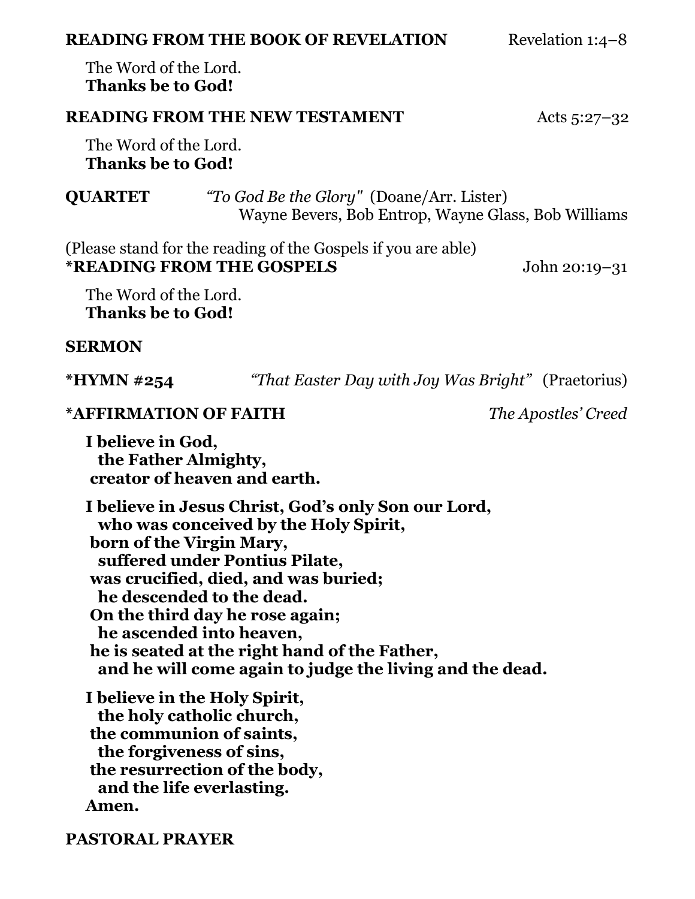**READING FROM THE BOOK OF REVELATION** Revelation 1:4–8

The Word of the Lord.
**Thanks be to God!**

**READING FROM THE NEW TESTAMENT** Acts 5:27–32

The Word of the Lord.
**Thanks be to God!**

**QUARTET** *"To God Be the Glory"* (Doane/Arr. Lister)
Wayne Bevers, Bob Entrop, Wayne Glass, Bob Williams

(Please stand for the reading of the Gospels if you are able)
**\*READING FROM THE GOSPELS** John 20:19–31

The Word of the Lord.
**Thanks be to God!**

**SERMON**

**\*HYMN #254** *"That Easter Day with Joy Was Bright"* (Praetorius)

**\*AFFIRMATION OF FAITH** *The Apostles' Creed*

**I believe in God,**
**the Father Almighty,**
**creator of heaven and earth.**

**I believe in Jesus Christ, God's only Son our Lord,**
**who was conceived by the Holy Spirit,**
**born of the Virgin Mary,**
**suffered under Pontius Pilate,**
**was crucified, died, and was buried;**
**he descended to the dead.**
**On the third day he rose again;**
**he ascended into heaven,**
**he is seated at the right hand of the Father,**
**and he will come again to judge the living and the dead.**

**I believe in the Holy Spirit,**
**the holy catholic church,**
**the communion of saints,**
**the forgiveness of sins,**
**the resurrection of the body,**
**and the life everlasting.**
**Amen.**

**PASTORAL PRAYER**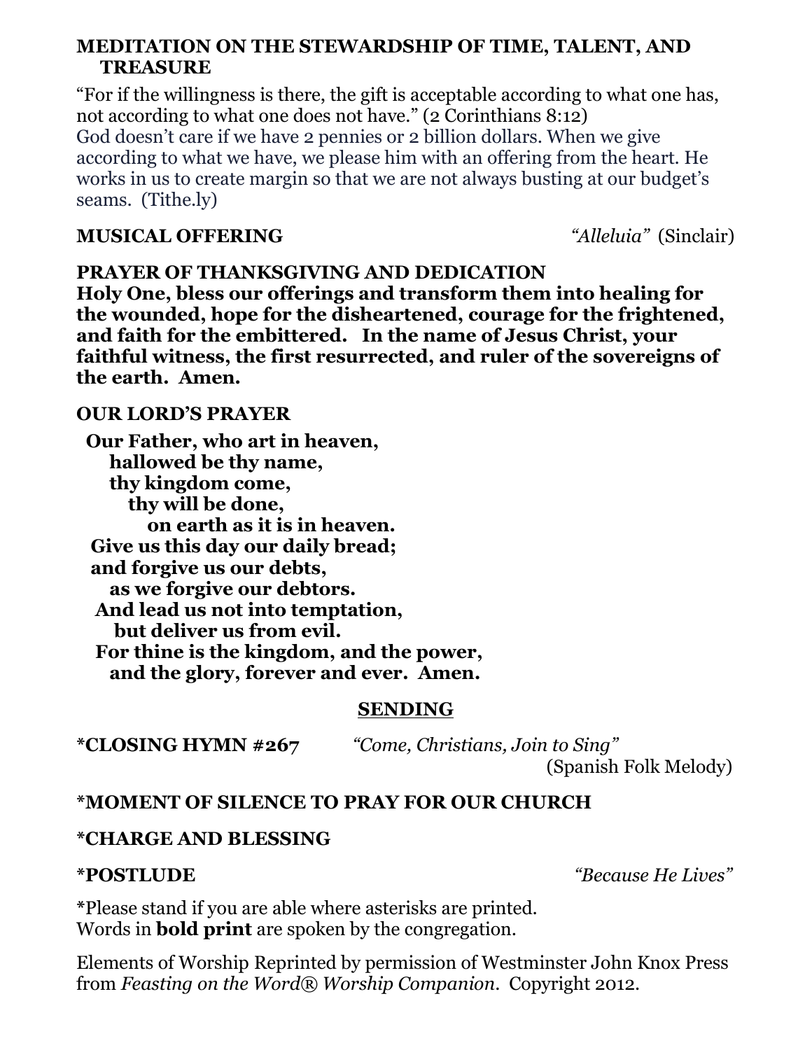**MEDITATION ON THE STEWARDSHIP OF TIME, TALENT, AND TREASURE**

"For if the willingness is there, the gift is acceptable according to what one has, not according to what one does not have." (2 Corinthians 8:12)
God doesn't care if we have 2 pennies or 2 billion dollars. When we give according to what we have, we please him with an offering from the heart. He works in us to create margin so that we are not always busting at our budget's seams. (Tithe.ly)

**MUSICAL OFFERING** *"Alleluia"* (Sinclair)

**PRAYER OF THANKSGIVING AND DEDICATION**
**Holy One, bless our offerings and transform them into healing for the wounded, hope for the disheartened, courage for the frightened, and faith for the embittered. In the name of Jesus Christ, your faithful witness, the first resurrected, and ruler of the sovereigns of the earth. Amen.**

**OUR LORD'S PRAYER**

**Our Father, who art in heaven,**
**hallowed be thy name,**
**thy kingdom come,**
**thy will be done,**
**on earth as it is in heaven.**
**Give us this day our daily bread;**
**and forgive us our debts,**
**as we forgive our debtors.**
**And lead us not into temptation,**
**but deliver us from evil.**
**For thine is the kingdom, and the power,**
**and the glory, forever and ever. Amen.**

## SENDING

**\*CLOSING HYMN #267** *"Come, Christians, Join to Sing"* (Spanish Folk Melody)

**\*MOMENT OF SILENCE TO PRAY FOR OUR CHURCH**

**\*CHARGE AND BLESSING**

**\*POSTLUDE** *"Because He Lives"*

*Please stand if you are able where asterisks are printed.
Words in **bold print** are spoken by the congregation.

Elements of Worship Reprinted by permission of Westminster John Knox Press from *Feasting on the Word® Worship Companion*. Copyright 2012.